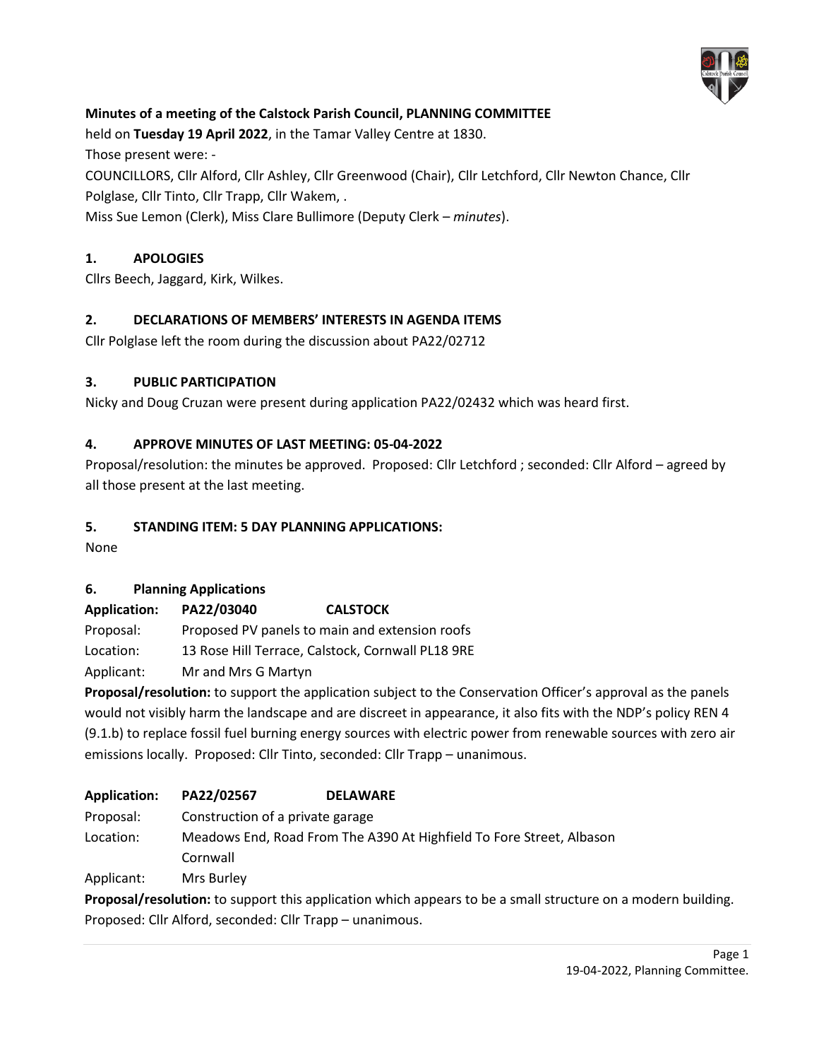**Minutes of a meeting of the Calstock Parish Council, PLANNING COMMITTEE**

held on **Tuesday 19 April 2022**, in the Tamar Valley Centre at 1830.

Those present were: -

COUNCILLORS, Cllr Alford, Cllr Ashley, Cllr Greenwood (Chair), Cllr Letchford, Cllr Newton Chance, Cllr Polglase, Cllr Tinto, Cllr Trapp, Cllr Wakem, .

Miss Sue Lemon (Clerk), Miss Clare Bullimore (Deputy Clerk – *minutes*).

## 1. APOLOGIES

Cllrs Beech, Jaggard, Kirk, Wilkes.

## 2. DECLARATIONS OF MEMBERS' INTERESTS IN AGENDA ITEMS

Cllr Polglase left the room during the discussion about PA22/02712

## 3. PUBLIC PARTICIPATION

Nicky and Doug Cruzan were present during application PA22/02432 which was heard first.

## 4. APPROVE MINUTES OF LAST MEETING: 05-04-2022

Proposal/resolution: the minutes be approved. Proposed: Cllr Letchford ; seconded: Cllr Alford – agreed by all those present at the last meeting.

## 5. STANDING ITEM: 5 DAY PLANNING APPLICATIONS:

None

## 6. Planning Applications

**Application:** **PA22/03040** **CALSTOCK**

Proposal: Proposed PV panels to main and extension roofs

Location: 13 Rose Hill Terrace, Calstock, Cornwall PL18 9RE

Applicant: Mr and Mrs G Martyn

**Proposal/resolution:** to support the application subject to the Conservation Officer's approval as the panels would not visibly harm the landscape and are discreet in appearance, it also fits with the NDP's policy REN 4 (9.1.b) to replace fossil fuel burning energy sources with electric power from renewable sources with zero air emissions locally. Proposed: Cllr Tinto, seconded: Cllr Trapp – unanimous.

**Application:** **PA22/02567** **DELAWARE**

Proposal: Construction of a private garage

Location: Meadows End, Road From The A390 At Highfield To Fore Street, Albason Cornwall

Applicant: Mrs Burley

**Proposal/resolution:** to support this application which appears to be a small structure on a modern building. Proposed: Cllr Alford, seconded: Cllr Trapp – unanimous.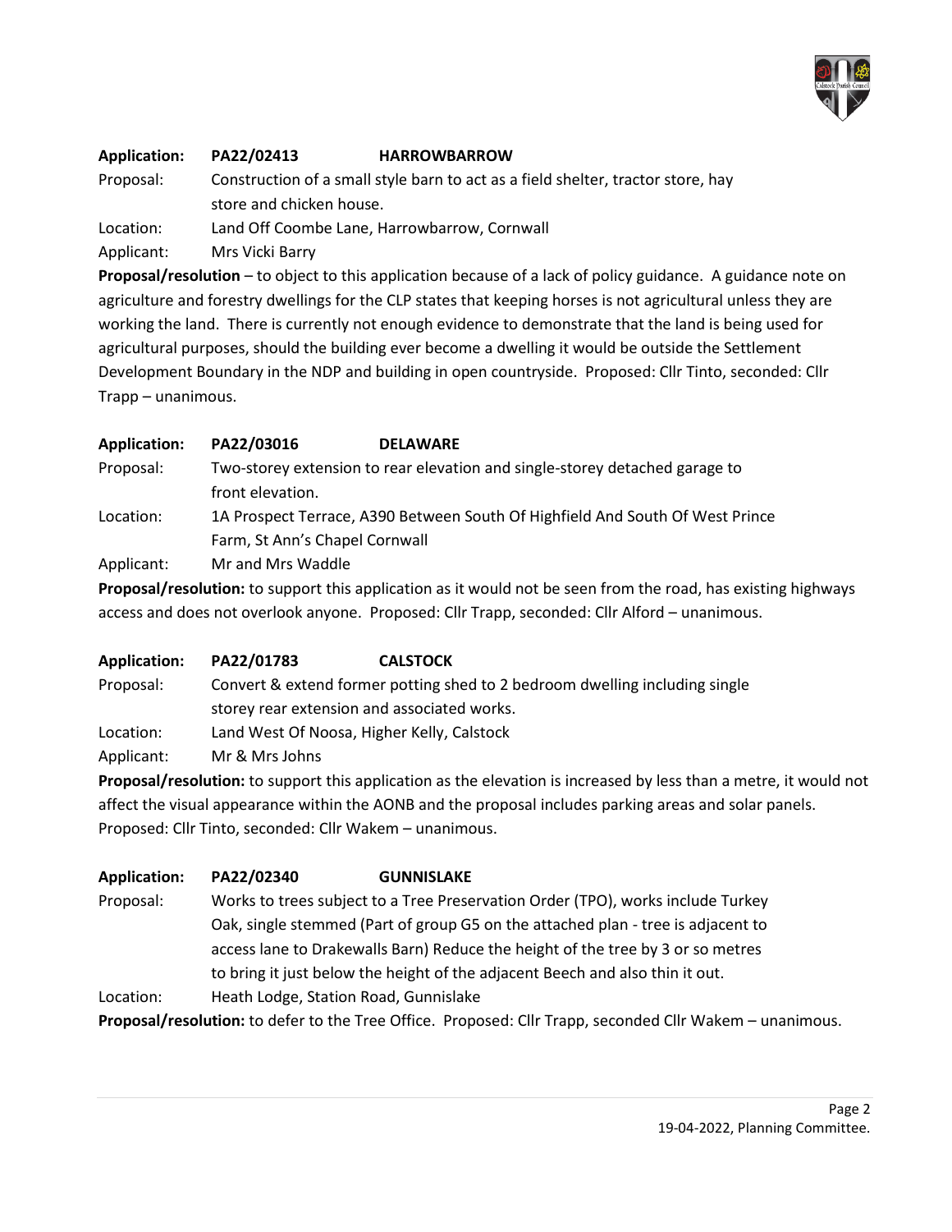**Application:** **PA22/02413** **HARROWBARROW**

Proposal: Construction of a small style barn to act as a field shelter, tractor store, hay store and chicken house.

Location: Land Off Coombe Lane, Harrowbarrow, Cornwall

Applicant: Mrs Vicki Barry

**Proposal/resolution** – to object to this application because of a lack of policy guidance. A guidance note on agriculture and forestry dwellings for the CLP states that keeping horses is not agricultural unless they are working the land. There is currently not enough evidence to demonstrate that the land is being used for agricultural purposes, should the building ever become a dwelling it would be outside the Settlement Development Boundary in the NDP and building in open countryside. Proposed: Cllr Tinto, seconded: Cllr Trapp – unanimous.

**Application:** **PA22/03016** **DELAWARE**

Proposal: Two-storey extension to rear elevation and single-storey detached garage to front elevation.

Location: 1A Prospect Terrace, A390 Between South Of Highfield And South Of West Prince Farm, St Ann's Chapel Cornwall

Applicant: Mr and Mrs Waddle

**Proposal/resolution:** to support this application as it would not be seen from the road, has existing highways access and does not overlook anyone. Proposed: Cllr Trapp, seconded: Cllr Alford – unanimous.

**Application:** **PA22/01783** **CALSTOCK**

Proposal: Convert & extend former potting shed to 2 bedroom dwelling including single storey rear extension and associated works.

Location: Land West Of Noosa, Higher Kelly, Calstock

Applicant: Mr & Mrs Johns

**Proposal/resolution:** to support this application as the elevation is increased by less than a metre, it would not affect the visual appearance within the AONB and the proposal includes parking areas and solar panels. Proposed: Cllr Tinto, seconded: Cllr Wakem – unanimous.

**Application:** **PA22/02340** **GUNNISLAKE**

Proposal: Works to trees subject to a Tree Preservation Order (TPO), works include Turkey Oak, single stemmed (Part of group G5 on the attached plan - tree is adjacent to access lane to Drakewalls Barn) Reduce the height of the tree by 3 or so metres to bring it just below the height of the adjacent Beech and also thin it out.

Location: Heath Lodge, Station Road, Gunnislake

**Proposal/resolution:** to defer to the Tree Office. Proposed: Cllr Trapp, seconded Cllr Wakem – unanimous.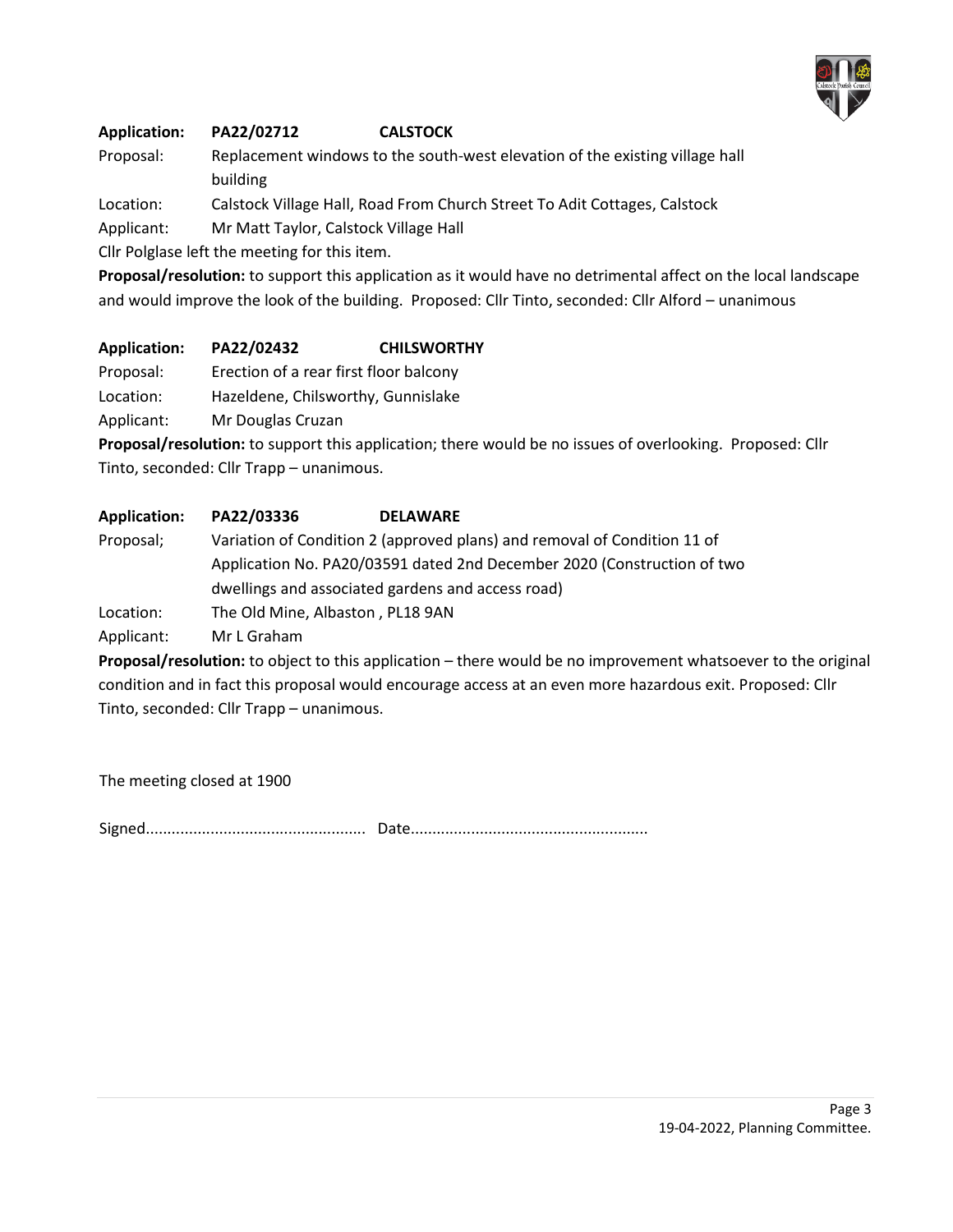**Application:** **PA22/02712** **CALSTOCK**

Proposal: Replacement windows to the south-west elevation of the existing village hall building

Location: Calstock Village Hall, Road From Church Street To Adit Cottages, Calstock

Applicant: Mr Matt Taylor, Calstock Village Hall

Cllr Polglase left the meeting for this item.

**Proposal/resolution:** to support this application as it would have no detrimental affect on the local landscape and would improve the look of the building. Proposed: Cllr Tinto, seconded: Cllr Alford – unanimous

**Application:** **PA22/02432** **CHILSWORTHY**

Proposal: Erection of a rear first floor balcony

Location: Hazeldene, Chilsworthy, Gunnislake

Applicant: Mr Douglas Cruzan

**Proposal/resolution:** to support this application; there would be no issues of overlooking. Proposed: Cllr Tinto, seconded: Cllr Trapp – unanimous.

**Application:** **PA22/03336** **DELAWARE**

Proposal; Variation of Condition 2 (approved plans) and removal of Condition 11 of Application No. PA20/03591 dated 2nd December 2020 (Construction of two dwellings and associated gardens and access road)

Location: The Old Mine, Albaston , PL18 9AN

Applicant: Mr L Graham

**Proposal/resolution:** to object to this application – there would be no improvement whatsoever to the original condition and in fact this proposal would encourage access at an even more hazardous exit. Proposed: Cllr Tinto, seconded: Cllr Trapp – unanimous.

The meeting closed at 1900

Signed.................................................. Date......................................................